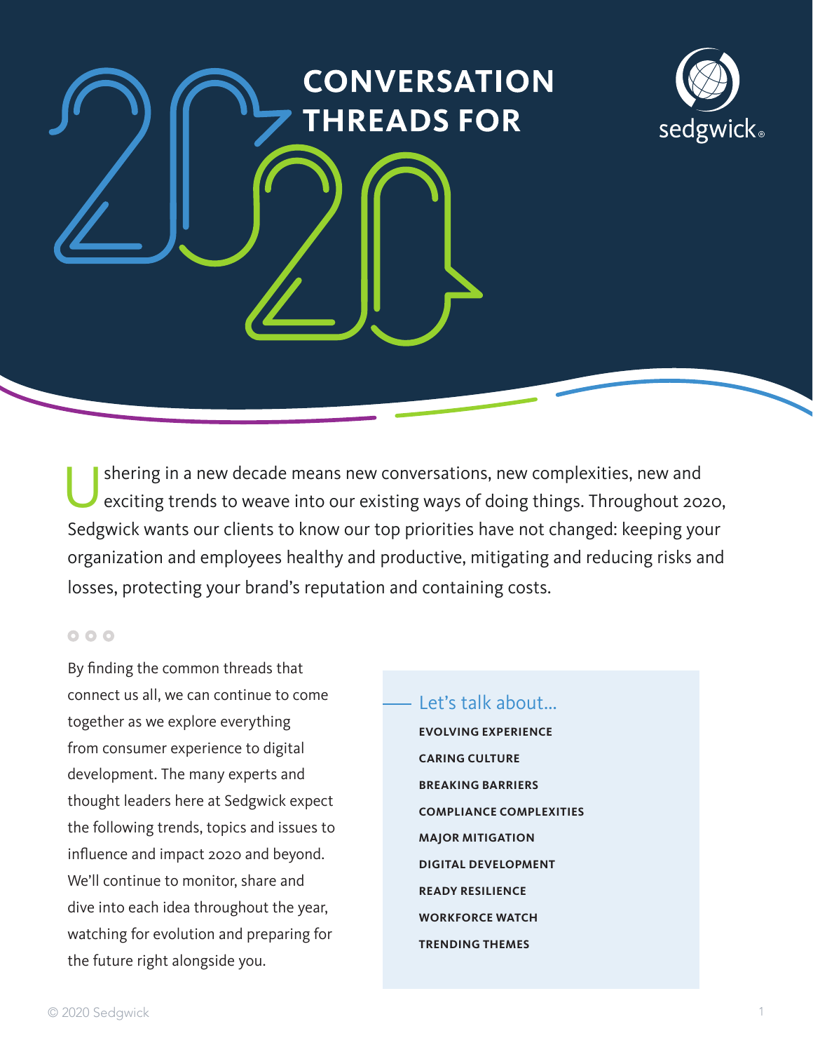# CONVERSATION THREADS FOR 2020

Ushering in a new decade means new conversations, new complexities, new and exciting trends to weave into our existing ways of doing things. Throughout 2020, Sedgwick wants our clients to know our top priorities have not changed: keeping your organization and employees healthy and productive, mitigating and reducing risks and losses, protecting your brand's reputation and containing costs.

By finding the common threads that connect us all, we can continue to come together as we explore everything from consumer experience to digital development. The many experts and thought leaders here at Sedgwick expect the following trends, topics and issues to influence and impact 2020 and beyond. We'll continue to monitor, share and dive into each idea throughout the year, watching for evolution and preparing for the future right alongside you.

## Let's talk about...

- **EVOLVING EXPERIENCE**
- **CARING CULTURE**
- **BREAKING BARRIERS**
- **COMPLIANCE COMPLEXITIES**
- **MAJOR MITIGATION**
- **DIGITAL DEVELOPMENT**
- **READY RESILIENCE**
- **WORKFORCE WATCH**
- **TRENDING THEMES**

© 2020 Sedgwick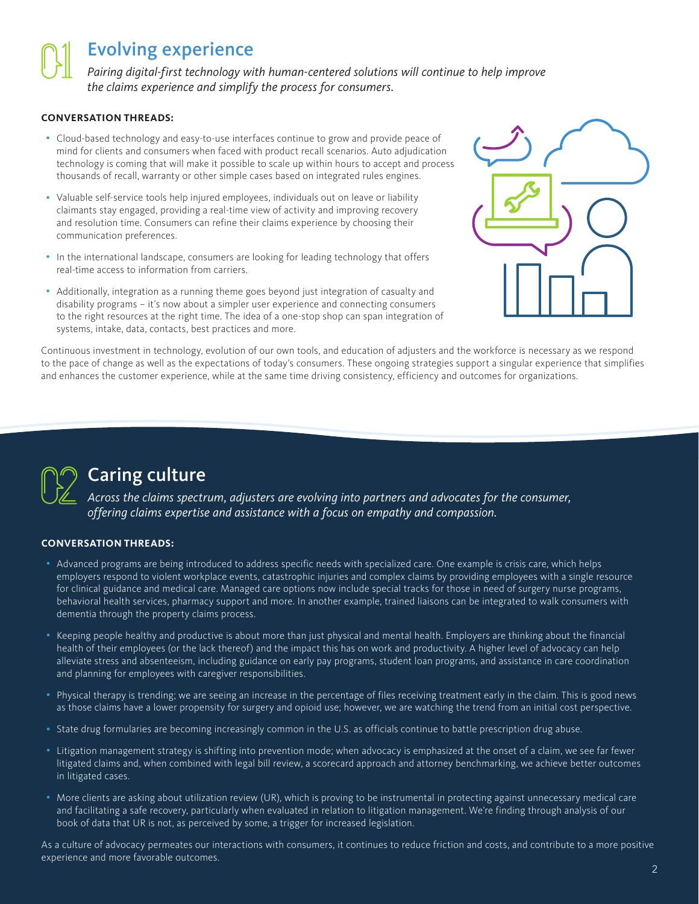## 01 Evolving experience

*Pairing digital-first technology with human-centered solutions will continue to help improve the claims experience and simplify the process for consumers.*

**CONVERSATION THREADS:**

- Cloud-based technology and easy-to-use interfaces continue to grow and provide peace of mind for clients and consumers when faced with product recall scenarios. Auto adjudication technology is coming that will make it possible to scale up within hours to accept and process thousands of recall, warranty or other simple cases based on integrated rules engines.
- Valuable self-service tools help injured employees, individuals out on leave or liability claimants stay engaged, providing a real-time view of activity and improving recovery and resolution time. Consumers can refine their claims experience by choosing their communication preferences.
- In the international landscape, consumers are looking for leading technology that offers real-time access to information from carriers.
- Additionally, integration as a running theme goes beyond just integration of casualty and disability programs – it's now about a simpler user experience and connecting consumers to the right resources at the right time. The idea of a one-stop shop can span integration of systems, intake, data, contacts, best practices and more.

Continuous investment in technology, evolution of our own tools, and education of adjusters and the workforce is necessary as we respond to the pace of change as well as the expectations of today's consumers. These ongoing strategies support a singular experience that simplifies and enhances the customer experience, while at the same time driving consistency, efficiency and outcomes for organizations.

## 02 Caring culture

*Across the claims spectrum, adjusters are evolving into partners and advocates for the consumer, offering claims expertise and assistance with a focus on empathy and compassion.*

**CONVERSATION THREADS:**

- Advanced programs are being introduced to address specific needs with specialized care. One example is crisis care, which helps employers respond to violent workplace events, catastrophic injuries and complex claims by providing employees with a single resource for clinical guidance and medical care. Managed care options now include special tracks for those in need of surgery nurse programs, behavioral health services, pharmacy support and more. In another example, trained liaisons can be integrated to walk consumers with dementia through the property claims process.
- Keeping people healthy and productive is about more than just physical and mental health. Employers are thinking about the financial health of their employees (or the lack thereof) and the impact this has on work and productivity. A higher level of advocacy can help alleviate stress and absenteeism, including guidance on early pay programs, student loan programs, and assistance in care coordination and planning for employees with caregiver responsibilities.
- Physical therapy is trending; we are seeing an increase in the percentage of files receiving treatment early in the claim. This is good news as those claims have a lower propensity for surgery and opioid use; however, we are watching the trend from an initial cost perspective.
- State drug formularies are becoming increasingly common in the U.S. as officials continue to battle prescription drug abuse.
- Litigation management strategy is shifting into prevention mode; when advocacy is emphasized at the onset of a claim, we see far fewer litigated claims and, when combined with legal bill review, a scorecard approach and attorney benchmarking, we achieve better outcomes in litigated cases.
- More clients are asking about utilization review (UR), which is proving to be instrumental in protecting against unnecessary medical care and facilitating a safe recovery, particularly when evaluated in relation to litigation management. We're finding through analysis of our book of data that UR is not, as perceived by some, a trigger for increased legislation.

As a culture of advocacy permeates our interactions with consumers, it continues to reduce friction and costs, and contribute to a more positive experience and more favorable outcomes.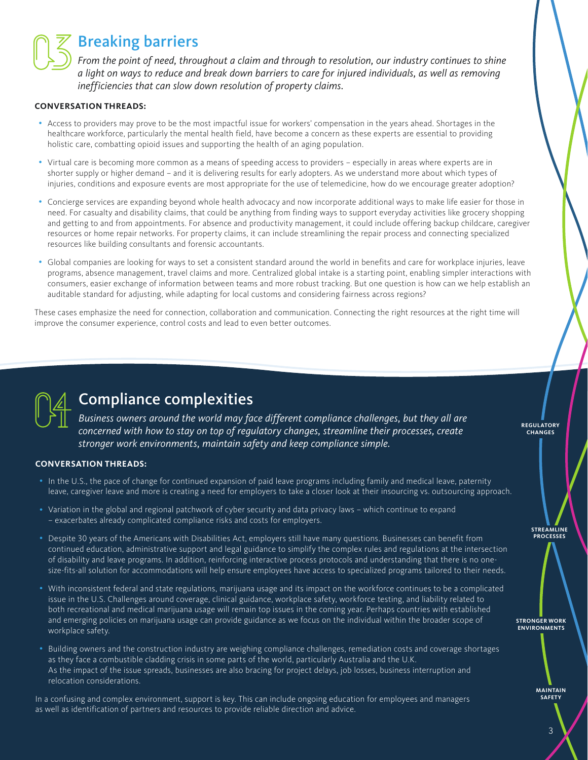## 03 Breaking barriers

*From the point of need, throughout a claim and through to resolution, our industry continues to shine a light on ways to reduce and break down barriers to care for injured individuals, as well as removing inefficiencies that can slow down resolution of property claims.*

**CONVERSATION THREADS:**

- Access to providers may prove to be the most impactful issue for workers' compensation in the years ahead. Shortages in the healthcare workforce, particularly the mental health field, have become a concern as these experts are essential to providing holistic care, combatting opioid issues and supporting the health of an aging population.
- Virtual care is becoming more common as a means of speeding access to providers – especially in areas where experts are in shorter supply or higher demand – and it is delivering results for early adopters. As we understand more about which types of injuries, conditions and exposure events are most appropriate for the use of telemedicine, how do we encourage greater adoption?
- Concierge services are expanding beyond whole health advocacy and now incorporate additional ways to make life easier for those in need. For casualty and disability claims, that could be anything from finding ways to support everyday activities like grocery shopping and getting to and from appointments. For absence and productivity management, it could include offering backup childcare, caregiver resources or home repair networks. For property claims, it can include streamlining the repair process and connecting specialized resources like building consultants and forensic accountants.
- Global companies are looking for ways to set a consistent standard around the world in benefits and care for workplace injuries, leave programs, absence management, travel claims and more. Centralized global intake is a starting point, enabling simpler interactions with consumers, easier exchange of information between teams and more robust tracking. But one question is how can we help establish an auditable standard for adjusting, while adapting for local customs and considering fairness across regions?

These cases emphasize the need for connection, collaboration and communication. Connecting the right resources at the right time will improve the consumer experience, control costs and lead to even better outcomes.

## 04 Compliance complexities

*Business owners around the world may face different compliance challenges, but they all are concerned with how to stay on top of regulatory changes, streamline their processes, create stronger work environments, maintain safety and keep compliance simple.*

**CONVERSATION THREADS:**

- In the U.S., the pace of change for continued expansion of paid leave programs including family and medical leave, paternity leave, caregiver leave and more is creating a need for employers to take a closer look at their insourcing vs. outsourcing approach.
- Variation in the global and regional patchwork of cyber security and data privacy laws – which continue to expand – exacerbates already complicated compliance risks and costs for employers.
- Despite 30 years of the Americans with Disabilities Act, employers still have many questions. Businesses can benefit from continued education, administrative support and legal guidance to simplify the complex rules and regulations at the intersection of disability and leave programs. In addition, reinforcing interactive process protocols and understanding that there is no one-size-fits-all solution for accommodations will help ensure employees have access to specialized programs tailored to their needs.
- With inconsistent federal and state regulations, marijuana usage and its impact on the workforce continues to be a complicated issue in the U.S. Challenges around coverage, clinical guidance, workplace safety, workforce testing, and liability related to both recreational and medical marijuana usage will remain top issues in the coming year. Perhaps countries with established and emerging policies on marijuana usage can provide guidance as we focus on the individual within the broader scope of workplace safety.
- Building owners and the construction industry are weighing compliance challenges, remediation costs and coverage shortages as they face a combustible cladding crisis in some parts of the world, particularly Australia and the U.K. As the impact of the issue spreads, businesses are also bracing for project delays, job losses, business interruption and relocation considerations.

In a confusing and complex environment, support is key. This can include ongoing education for employees and managers as well as identification of partners and resources to provide reliable direction and advice.

REGULATORY CHANGES

STREAMLINE PROCESSES

STRONGER WORK ENVIRONMENTS

MAINTAIN SAFETY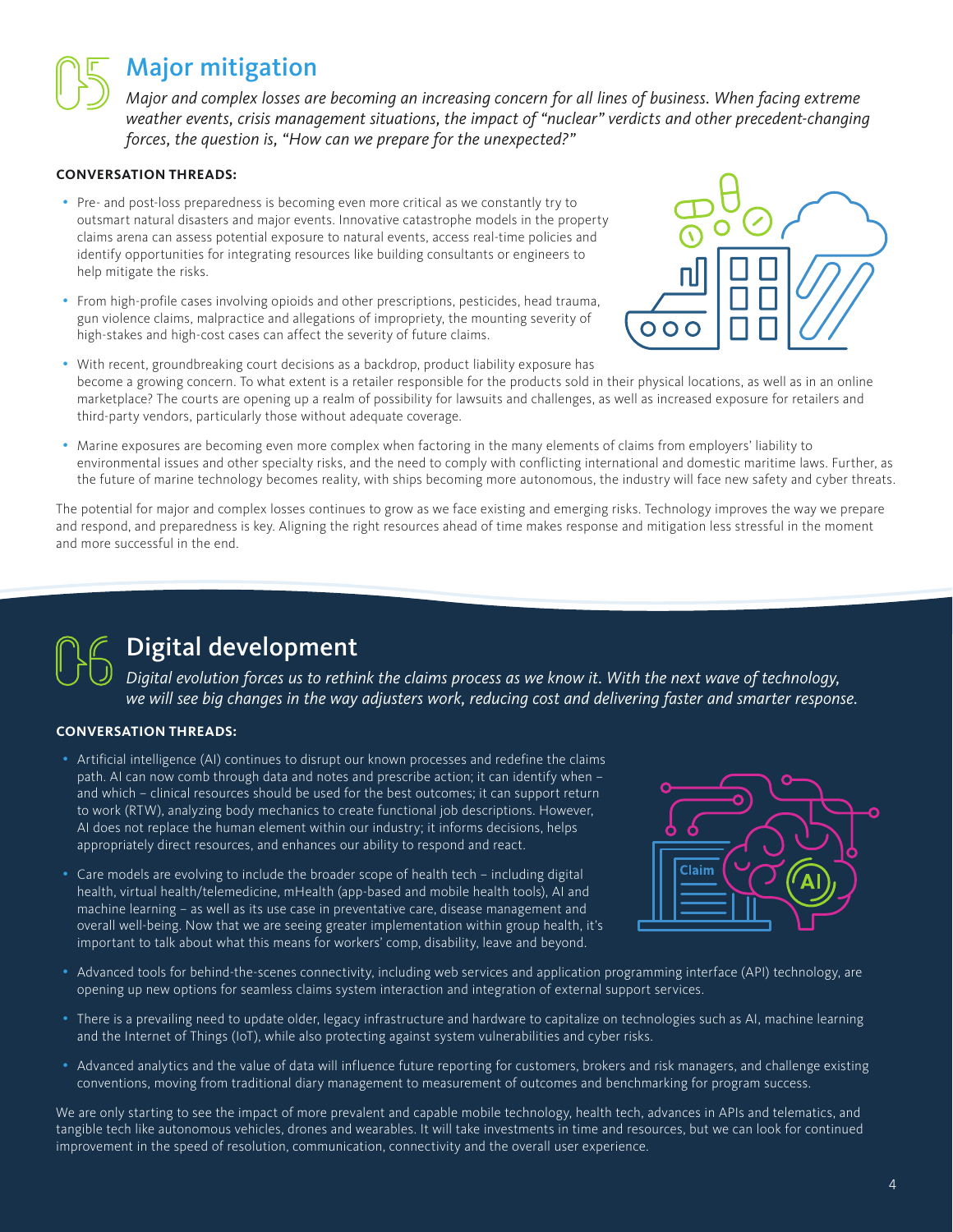## 05 Major mitigation

*Major and complex losses are becoming an increasing concern for all lines of business. When facing extreme weather events, crisis management situations, the impact of "nuclear" verdicts and other precedent-changing forces, the question is, "How can we prepare for the unexpected?"*

**CONVERSATION THREADS:**

- Pre- and post-loss preparedness is becoming even more critical as we constantly try to outsmart natural disasters and major events. Innovative catastrophe models in the property claims arena can assess potential exposure to natural events, access real-time policies and identify opportunities for integrating resources like building consultants or engineers to help mitigate the risks.
- From high-profile cases involving opioids and other prescriptions, pesticides, head trauma, gun violence claims, malpractice and allegations of impropriety, the mounting severity of high-stakes and high-cost cases can affect the severity of future claims.
- With recent, groundbreaking court decisions as a backdrop, product liability exposure has become a growing concern. To what extent is a retailer responsible for the products sold in their physical locations, as well as in an online marketplace? The courts are opening up a realm of possibility for lawsuits and challenges, as well as increased exposure for retailers and third-party vendors, particularly those without adequate coverage.
- Marine exposures are becoming even more complex when factoring in the many elements of claims from employers' liability to environmental issues and other specialty risks, and the need to comply with conflicting international and domestic maritime laws. Further, as the future of marine technology becomes reality, with ships becoming more autonomous, the industry will face new safety and cyber threats.

The potential for major and complex losses continues to grow as we face existing and emerging risks. Technology improves the way we prepare and respond, and preparedness is key. Aligning the right resources ahead of time makes response and mitigation less stressful in the moment and more successful in the end.

## 06 Digital development

*Digital evolution forces us to rethink the claims process as we know it. With the next wave of technology, we will see big changes in the way adjusters work, reducing cost and delivering faster and smarter response.*

**CONVERSATION THREADS:**

- Artificial intelligence (AI) continues to disrupt our known processes and redefine the claims path. AI can now comb through data and notes and prescribe action; it can identify when – and which – clinical resources should be used for the best outcomes; it can support return to work (RTW), analyzing body mechanics to create functional job descriptions. However, AI does not replace the human element within our industry; it informs decisions, helps appropriately direct resources, and enhances our ability to respond and react.
- Care models are evolving to include the broader scope of health tech – including digital health, virtual health/telemedicine, mHealth (app-based and mobile health tools), AI and machine learning – as well as its use case in preventative care, disease management and overall well-being. Now that we are seeing greater implementation within group health, it's important to talk about what this means for workers' comp, disability, leave and beyond.
- Advanced tools for behind-the-scenes connectivity, including web services and application programming interface (API) technology, are opening up new options for seamless claims system interaction and integration of external support services.
- There is a prevailing need to update older, legacy infrastructure and hardware to capitalize on technologies such as AI, machine learning and the Internet of Things (IoT), while also protecting against system vulnerabilities and cyber risks.
- Advanced analytics and the value of data will influence future reporting for customers, brokers and risk managers, and challenge existing conventions, moving from traditional diary management to measurement of outcomes and benchmarking for program success.

We are only starting to see the impact of more prevalent and capable mobile technology, health tech, advances in APIs and telematics, and tangible tech like autonomous vehicles, drones and wearables. It will take investments in time and resources, but we can look for continued improvement in the speed of resolution, communication, connectivity and the overall user experience.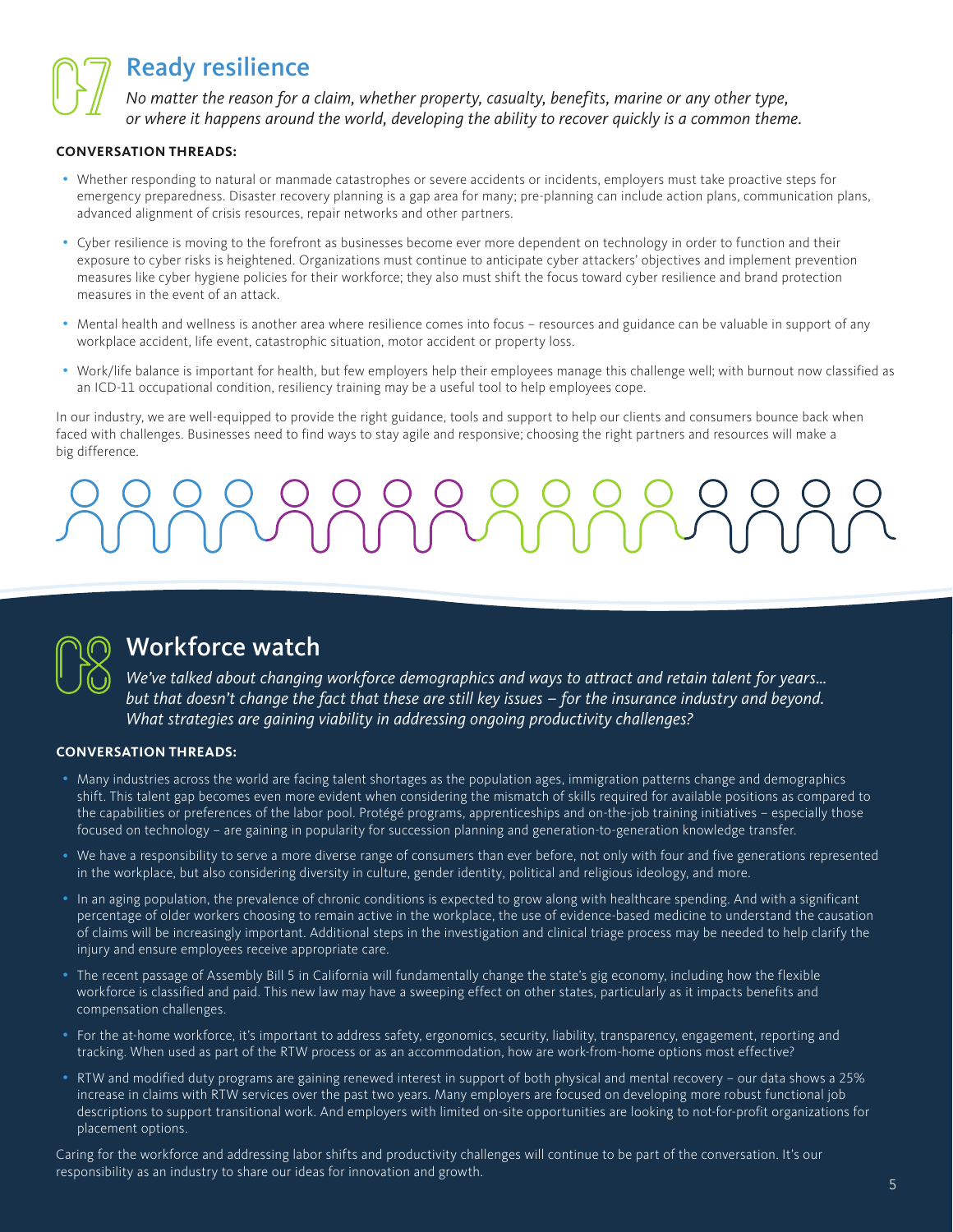## 07 Ready resilience

*No matter the reason for a claim, whether property, casualty, benefits, marine or any other type, or where it happens around the world, developing the ability to recover quickly is a common theme.*

**CONVERSATION THREADS:**

- Whether responding to natural or manmade catastrophes or severe accidents or incidents, employers must take proactive steps for emergency preparedness. Disaster recovery planning is a gap area for many; pre-planning can include action plans, communication plans, advanced alignment of crisis resources, repair networks and other partners.
- Cyber resilience is moving to the forefront as businesses become ever more dependent on technology in order to function and their exposure to cyber risks is heightened. Organizations must continue to anticipate cyber attackers' objectives and implement prevention measures like cyber hygiene policies for their workforce; they also must shift the focus toward cyber resilience and brand protection measures in the event of an attack.
- Mental health and wellness is another area where resilience comes into focus – resources and guidance can be valuable in support of any workplace accident, life event, catastrophic situation, motor accident or property loss.
- Work/life balance is important for health, but few employers help their employees manage this challenge well; with burnout now classified as an ICD-11 occupational condition, resiliency training may be a useful tool to help employees cope.

In our industry, we are well-equipped to provide the right guidance, tools and support to help our clients and consumers bounce back when faced with challenges. Businesses need to find ways to stay agile and responsive; choosing the right partners and resources will make a big difference.

## 08 Workforce watch

*We've talked about changing workforce demographics and ways to attract and retain talent for years… but that doesn't change the fact that these are still key issues – for the insurance industry and beyond. What strategies are gaining viability in addressing ongoing productivity challenges?*

**CONVERSATION THREADS:**

- Many industries across the world are facing talent shortages as the population ages, immigration patterns change and demographics shift. This talent gap becomes even more evident when considering the mismatch of skills required for available positions as compared to the capabilities or preferences of the labor pool. Protégé programs, apprenticeships and on-the-job training initiatives – especially those focused on technology – are gaining in popularity for succession planning and generation-to-generation knowledge transfer.
- We have a responsibility to serve a more diverse range of consumers than ever before, not only with four and five generations represented in the workplace, but also considering diversity in culture, gender identity, political and religious ideology, and more.
- In an aging population, the prevalence of chronic conditions is expected to grow along with healthcare spending. And with a significant percentage of older workers choosing to remain active in the workplace, the use of evidence-based medicine to understand the causation of claims will be increasingly important. Additional steps in the investigation and clinical triage process may be needed to help clarify the injury and ensure employees receive appropriate care.
- The recent passage of Assembly Bill 5 in California will fundamentally change the state's gig economy, including how the flexible workforce is classified and paid. This new law may have a sweeping effect on other states, particularly as it impacts benefits and compensation challenges.
- For the at-home workforce, it's important to address safety, ergonomics, security, liability, transparency, engagement, reporting and tracking. When used as part of the RTW process or as an accommodation, how are work-from-home options most effective?
- RTW and modified duty programs are gaining renewed interest in support of both physical and mental recovery – our data shows a 25% increase in claims with RTW services over the past two years. Many employers are focused on developing more robust functional job descriptions to support transitional work. And employers with limited on-site opportunities are looking to not-for-profit organizations for placement options.

Caring for the workforce and addressing labor shifts and productivity challenges will continue to be part of the conversation. It's our responsibility as an industry to share our ideas for innovation and growth.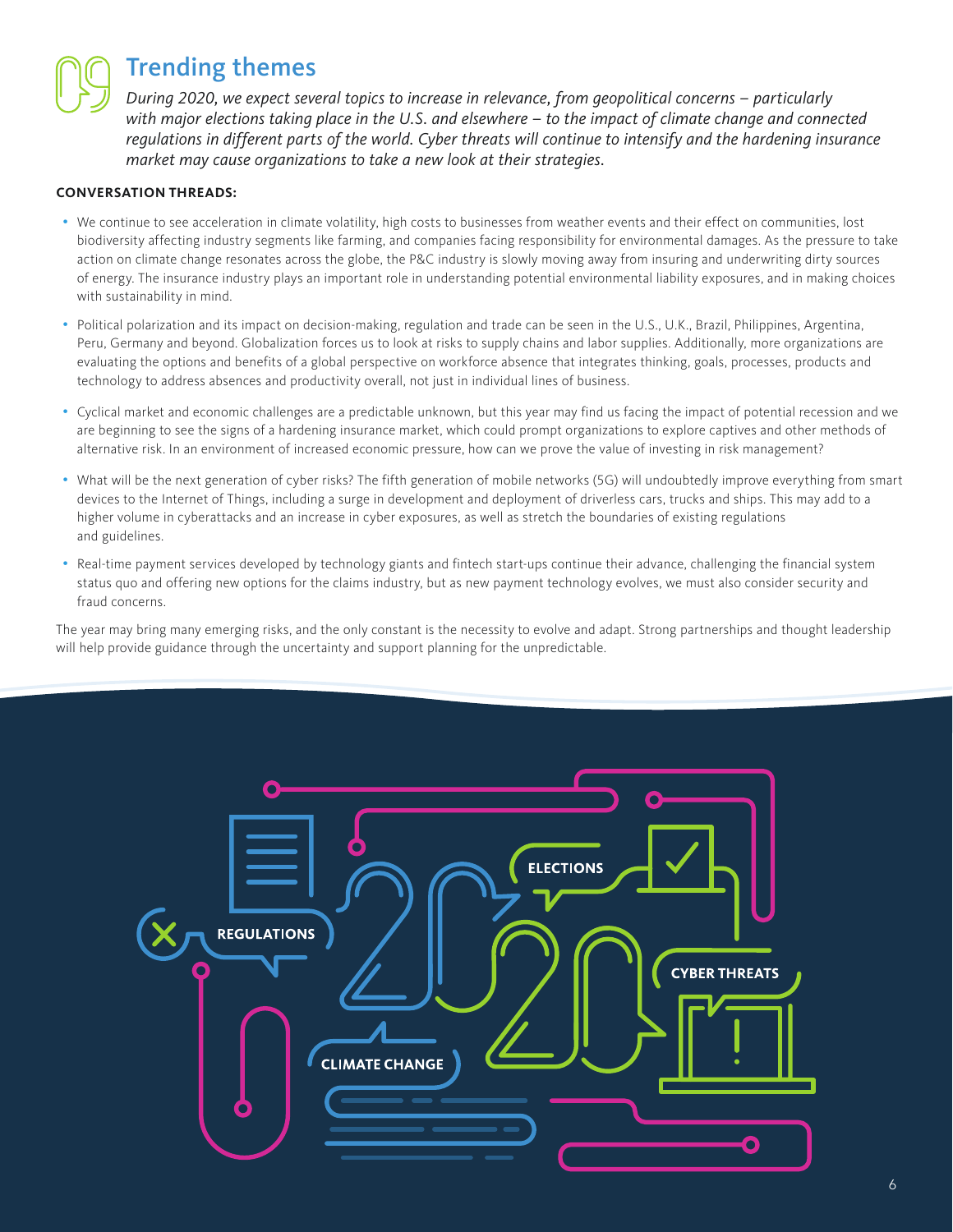## Trending themes

*During 2020, we expect several topics to increase in relevance, from geopolitical concerns – particularly with major elections taking place in the U.S. and elsewhere – to the impact of climate change and connected regulations in different parts of the world. Cyber threats will continue to intensify and the hardening insurance market may cause organizations to take a new look at their strategies.*

**CONVERSATION THREADS:**

- We continue to see acceleration in climate volatility, high costs to businesses from weather events and their effect on communities, lost biodiversity affecting industry segments like farming, and companies facing responsibility for environmental damages. As the pressure to take action on climate change resonates across the globe, the P&C industry is slowly moving away from insuring and underwriting dirty sources of energy. The insurance industry plays an important role in understanding potential environmental liability exposures, and in making choices with sustainability in mind.
- Political polarization and its impact on decision-making, regulation and trade can be seen in the U.S., U.K., Brazil, Philippines, Argentina, Peru, Germany and beyond. Globalization forces us to look at risks to supply chains and labor supplies. Additionally, more organizations are evaluating the options and benefits of a global perspective on workforce absence that integrates thinking, goals, processes, products and technology to address absences and productivity overall, not just in individual lines of business.
- Cyclical market and economic challenges are a predictable unknown, but this year may find us facing the impact of potential recession and we are beginning to see the signs of a hardening insurance market, which could prompt organizations to explore captives and other methods of alternative risk. In an environment of increased economic pressure, how can we prove the value of investing in risk management?
- What will be the next generation of cyber risks? The fifth generation of mobile networks (5G) will undoubtedly improve everything from smart devices to the Internet of Things, including a surge in development and deployment of driverless cars, trucks and ships. This may add to a higher volume in cyberattacks and an increase in cyber exposures, as well as stretch the boundaries of existing regulations and guidelines.
- Real-time payment services developed by technology giants and fintech start-ups continue their advance, challenging the financial system status quo and offering new options for the claims industry, but as new payment technology evolves, we must also consider security and fraud concerns.

The year may bring many emerging risks, and the only constant is the necessity to evolve and adapt. Strong partnerships and thought leadership will help provide guidance through the uncertainty and support planning for the unpredictable.

REGULATIONS

ELECTIONS

CYBER THREATS

CLIMATE CHANGE